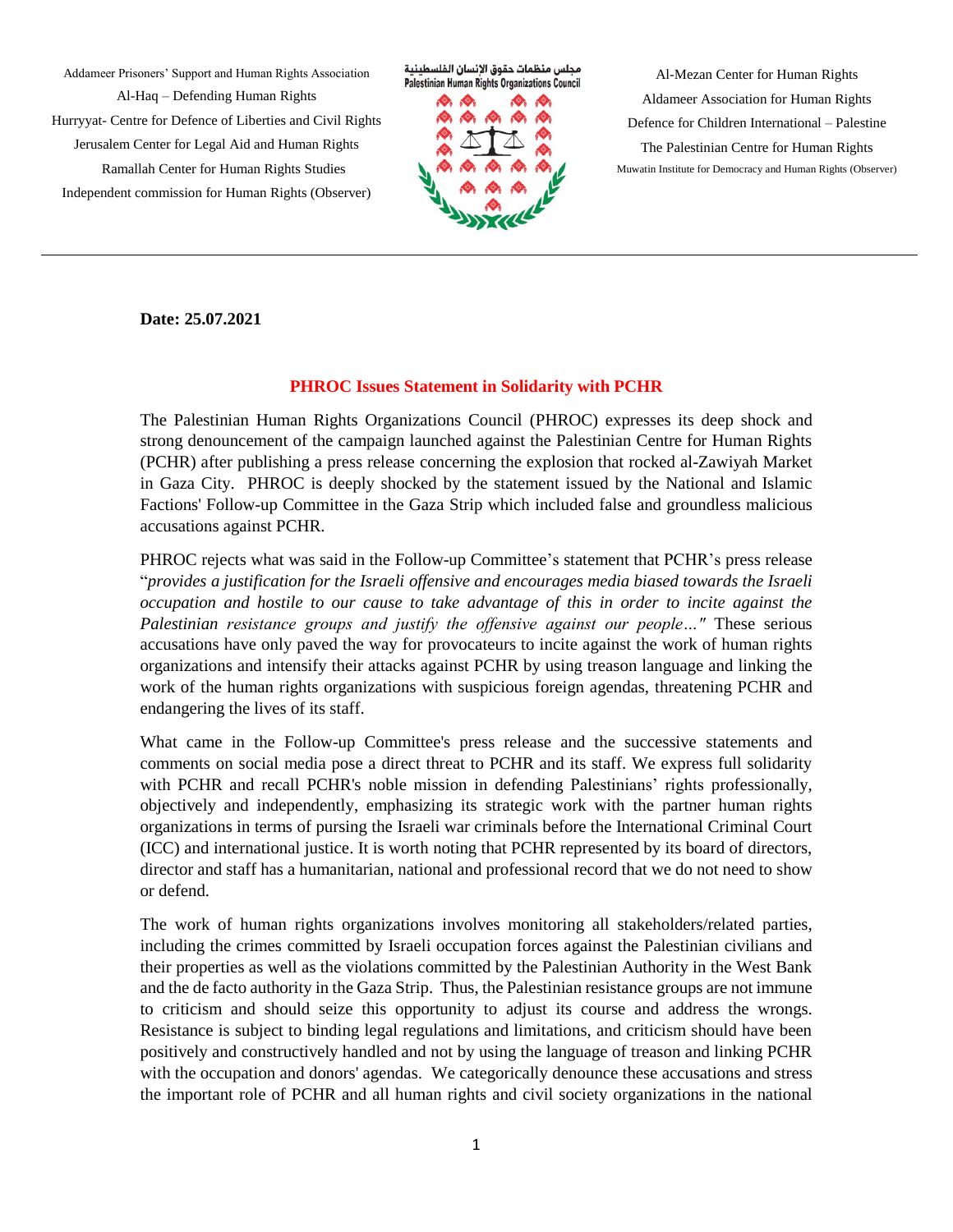Addameer Prisoners' Support and Human Rights Association
Al-Haq – Defending Human Rights
Hurryyat- Centre for Defence of Liberties and Civil Rights
Jerusalem Center for Legal Aid and Human Rights
Ramallah Center for Human Rights Studies
Independent commission for Human Rights (Observer)

مجلس منظمات حقوق الإنسان الفلسطينية
Palestinian Human Rights Organizations Council

Al-Mezan Center for Human Rights
Aldameer Association for Human Rights
Defence for Children International – Palestine
The Palestinian Centre for Human Rights
Muwatin Institute for Democracy and Human Rights (Observer)

---

**Date: 25.07.2021**

## PHROC Issues Statement in Solidarity with PCHR

The Palestinian Human Rights Organizations Council (PHROC) expresses its deep shock and strong denouncement of the campaign launched against the Palestinian Centre for Human Rights (PCHR) after publishing a press release concerning the explosion that rocked al-Zawiyah Market in Gaza City. PHROC is deeply shocked by the statement issued by the National and Islamic Factions' Follow-up Committee in the Gaza Strip which included false and groundless malicious accusations against PCHR.

PHROC rejects what was said in the Follow-up Committee's statement that PCHR's press release "*provides a justification for the Israeli offensive and encourages media biased towards the Israeli occupation and hostile to our cause to take advantage of this in order to incite against the Palestinian resistance groups and justify the offensive against our people…"* These serious accusations have only paved the way for provocateurs to incite against the work of human rights organizations and intensify their attacks against PCHR by using treason language and linking the work of the human rights organizations with suspicious foreign agendas, threatening PCHR and endangering the lives of its staff.

What came in the Follow-up Committee's press release and the successive statements and comments on social media pose a direct threat to PCHR and its staff. We express full solidarity with PCHR and recall PCHR's noble mission in defending Palestinians' rights professionally, objectively and independently, emphasizing its strategic work with the partner human rights organizations in terms of pursing the Israeli war criminals before the International Criminal Court (ICC) and international justice. It is worth noting that PCHR represented by its board of directors, director and staff has a humanitarian, national and professional record that we do not need to show or defend.

The work of human rights organizations involves monitoring all stakeholders/related parties, including the crimes committed by Israeli occupation forces against the Palestinian civilians and their properties as well as the violations committed by the Palestinian Authority in the West Bank and the de facto authority in the Gaza Strip. Thus, the Palestinian resistance groups are not immune to criticism and should seize this opportunity to adjust its course and address the wrongs. Resistance is subject to binding legal regulations and limitations, and criticism should have been positively and constructively handled and not by using the language of treason and linking PCHR with the occupation and donors' agendas. We categorically denounce these accusations and stress the important role of PCHR and all human rights and civil society organizations in the national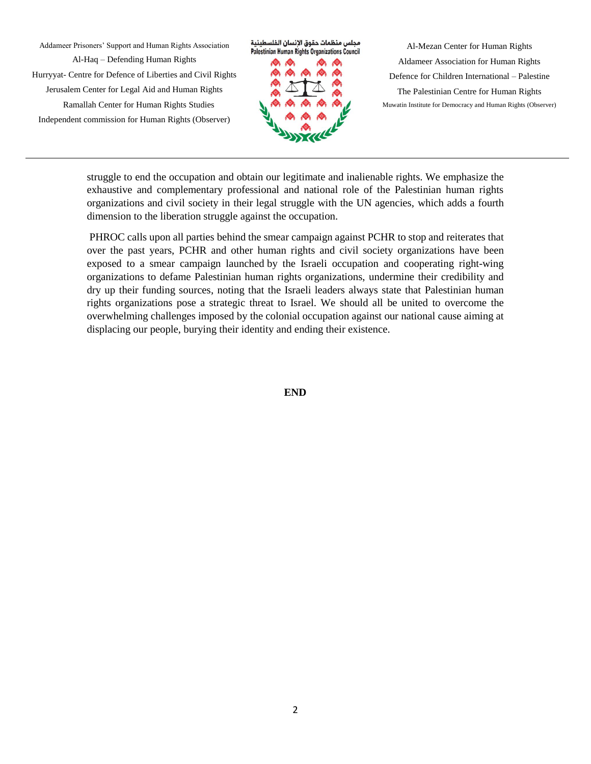struggle to end the occupation and obtain our legitimate and inalienable rights. We emphasize the exhaustive and complementary professional and national role of the Palestinian human rights organizations and civil society in their legal struggle with the UN agencies, which adds a fourth dimension to the liberation struggle against the occupation.

PHROC calls upon all parties behind the smear campaign against PCHR to stop and reiterates that over the past years, PCHR and other human rights and civil society organizations have been exposed to a smear campaign launched by the Israeli occupation and cooperating right-wing organizations to defame Palestinian human rights organizations, undermine their credibility and dry up their funding sources, noting that the Israeli leaders always state that Palestinian human rights organizations pose a strategic threat to Israel. We should all be united to overcome the overwhelming challenges imposed by the colonial occupation against our national cause aiming at displacing our people, burying their identity and ending their existence.

**END**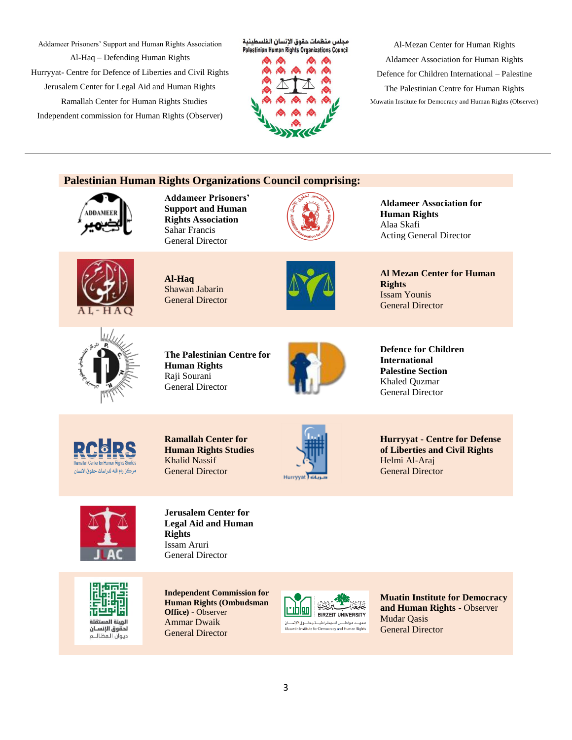Addameer Prisoners' Support and Human Rights Association
Al-Haq – Defending Human Rights
Hurryyat- Centre for Defence of Liberties and Civil Rights
Jerusalem Center for Legal Aid and Human Rights
Ramallah Center for Human Rights Studies
Independent commission for Human Rights (Observer)

مجلس منظمات حقوق الإنسان الفلسطينية
Palestinian Human Rights Organizations Council

Al-Mezan Center for Human Rights
Aldameer Association for Human Rights
Defence for Children International – Palestine
The Palestinian Centre for Human Rights
Muwatin Institute for Democracy and Human Rights (Observer)

---

## Palestinian Human Rights Organizations Council comprising:

**Addameer Prisoners' Support and Human Rights Association**
Sahar Francis
General Director

**Aldameer Association for Human Rights**
Alaa Skafi
Acting General Director

**Al-Haq**
Shawan Jabarin
General Director

**Al Mezan Center for Human Rights**
Issam Younis
General Director

**The Palestinian Centre for Human Rights**
Raji Sourani
General Director

**Defence for Children International Palestine Section**
Khaled Quzmar
General Director

**Ramallah Center for Human Rights Studies**
Khalid Nassif
General Director

**Hurryyat - Centre for Defense of Liberties and Civil Rights**
Helmi Al-Araj
General Director

**Jerusalem Center for Legal Aid and Human Rights**
Issam Aruri
General Director

**Independent Commission for Human Rights (Ombudsman Office)** - Observer
Ammar Dwaik
General Director

**Muatin Institute for Democracy and Human Rights** - Observer
Mudar Qasis
General Director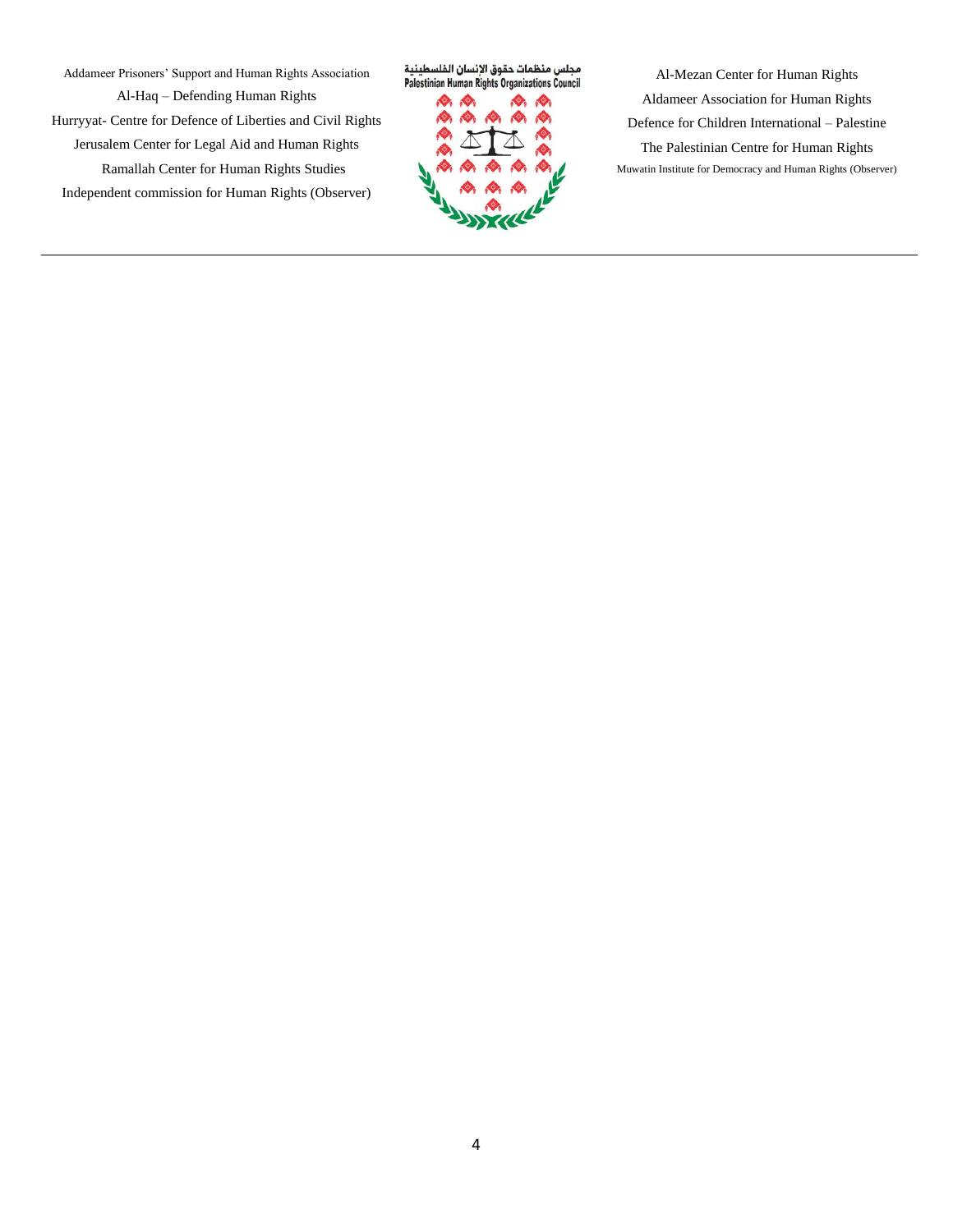Addameer Prisoners' Support and Human Rights Association
Al-Haq – Defending Human Rights
Hurryyat- Centre for Defence of Liberties and Civil Rights
Jerusalem Center for Legal Aid and Human Rights
Ramallah Center for Human Rights Studies
Independent commission for Human Rights (Observer)

مجلس منظمات حقوق الإنسان الفلسطينية
Palestinian Human Rights Organizations Council

Al-Mezan Center for Human Rights
Aldameer Association for Human Rights
Defence for Children International – Palestine
The Palestinian Centre for Human Rights
Muwatin Institute for Democracy and Human Rights (Observer)

---